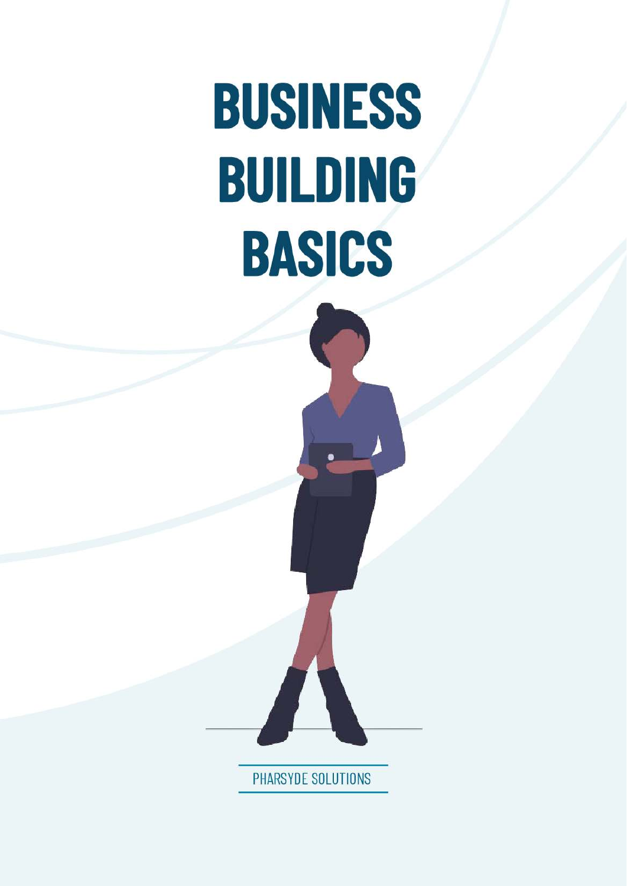# BUSINESS BUILDING BASICS

PHARSYDE SOLUTIONS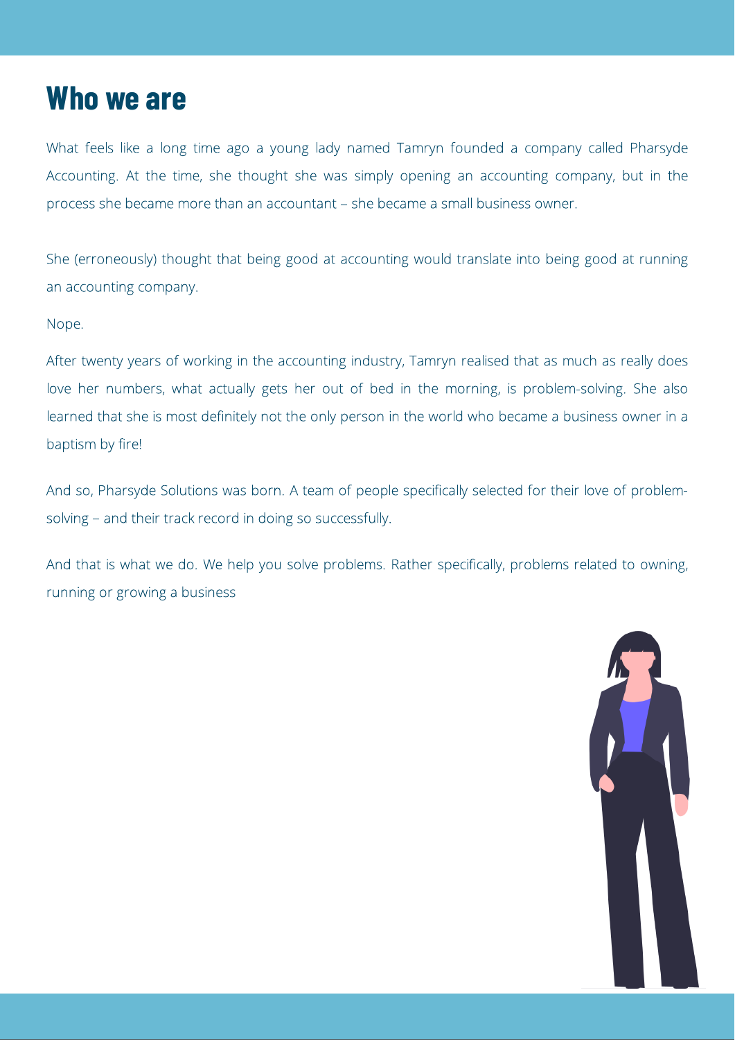# Who we are

What feels like a long time ago a young lady named Tamryn founded a company called Pharsyde Accounting. At the time, she thought she was simply opening an accounting company, but in the process she became more than an accountant – she became a small business owner.

She (erroneously) thought that being good at accounting would translate into being good at running an accounting company.

Nope.

After twenty years of working in the accounting industry, Tamryn realised that as much as really does love her numbers, what actually gets her out of bed in the morning, is problem-solving. She also learned that she is most definitely not the only person in the world who became a business owner in a baptism by fire!

And so, Pharsyde Solutions was born. A team of people specifically selected for their love of problem-solving – and their track record in doing so successfully.

And that is what we do. We help you solve problems. Rather specifically, problems related to owning, running or growing a business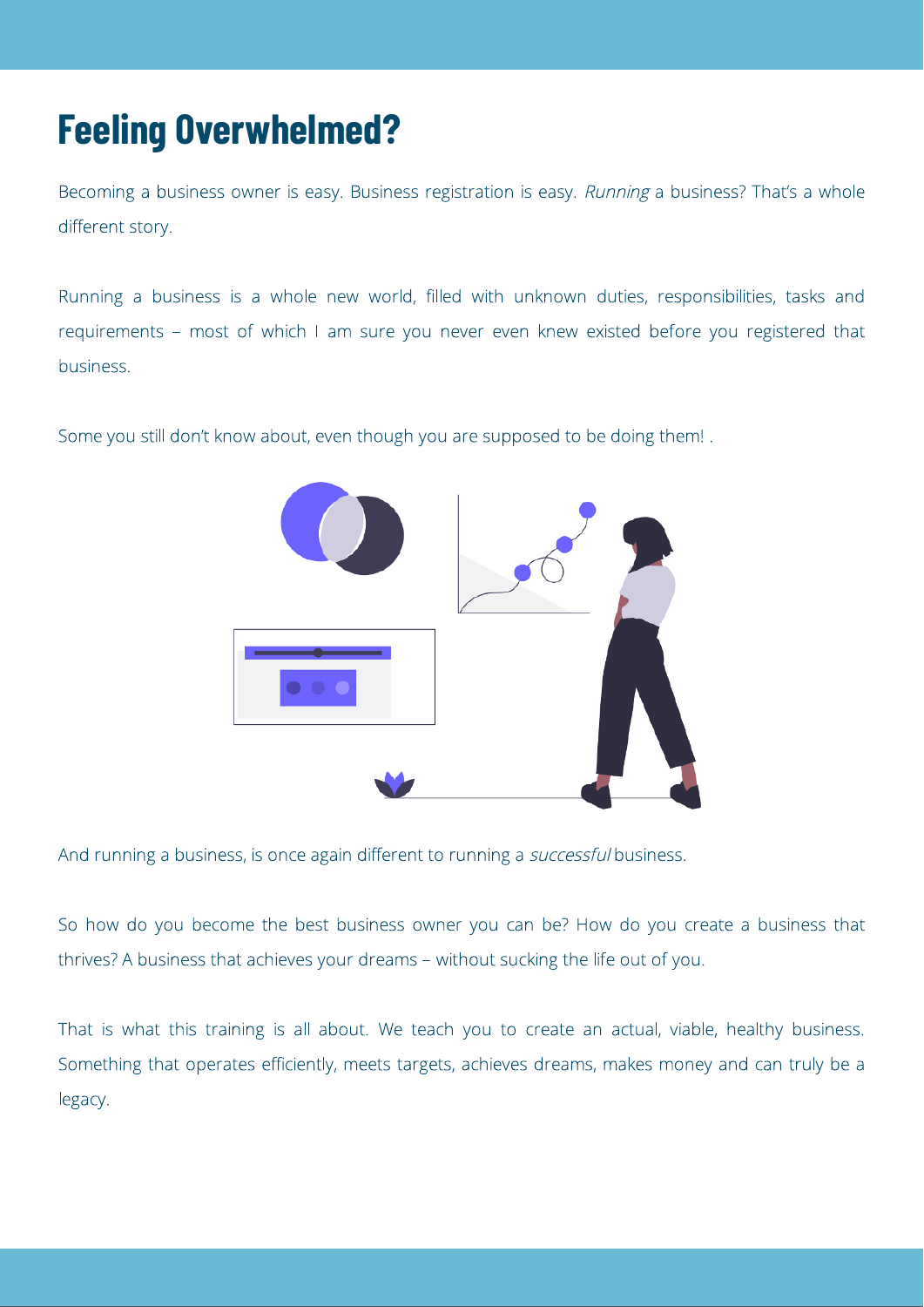# Feeling Overwhelmed?

Becoming a business owner is easy. Business registration is easy. *Running* a business? That's a whole different story.

Running a business is a whole new world, filled with unknown duties, responsibilities, tasks and requirements – most of which I am sure you never even knew existed before you registered that business.

Some you still don't know about, even though you are supposed to be doing them! .

And running a business, is once again different to running a *successful* business.

So how do you become the best business owner you can be? How do you create a business that thrives? A business that achieves your dreams – without sucking the life out of you.

That is what this training is all about. We teach you to create an actual, viable, healthy business. Something that operates efficiently, meets targets, achieves dreams, makes money and can truly be a legacy.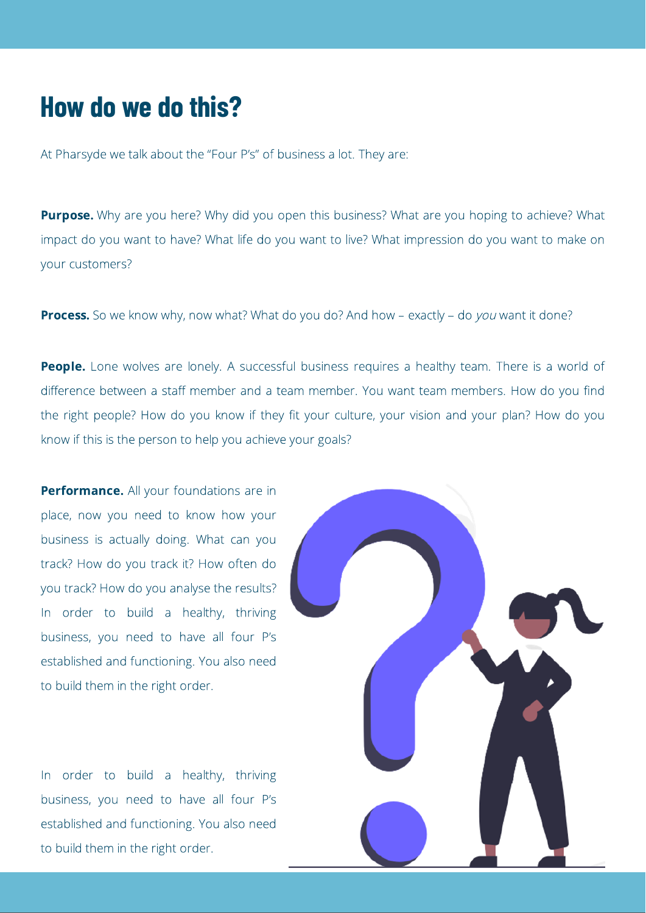# How do we do this?

At Pharsyde we talk about the "Four P's" of business a lot. They are:

**Purpose.** Why are you here? Why did you open this business? What are you hoping to achieve? What impact do you want to have? What life do you want to live? What impression do you want to make on your customers?

**Process.** So we know why, now what? What do you do? And how – exactly – do *you* want it done?

**People.** Lone wolves are lonely. A successful business requires a healthy team. There is a world of difference between a staff member and a team member. You want team members. How do you find the right people? How do you know if they fit your culture, your vision and your plan? How do you know if this is the person to help you achieve your goals?

**Performance.** All your foundations are in place, now you need to know how your business is actually doing. What can you track? How do you track it? How often do you track? How do you analyse the results? In order to build a healthy, thriving business, you need to have all four P's established and functioning. You also need to build them in the right order.

In order to build a healthy, thriving business, you need to have all four P's established and functioning. You also need to build them in the right order.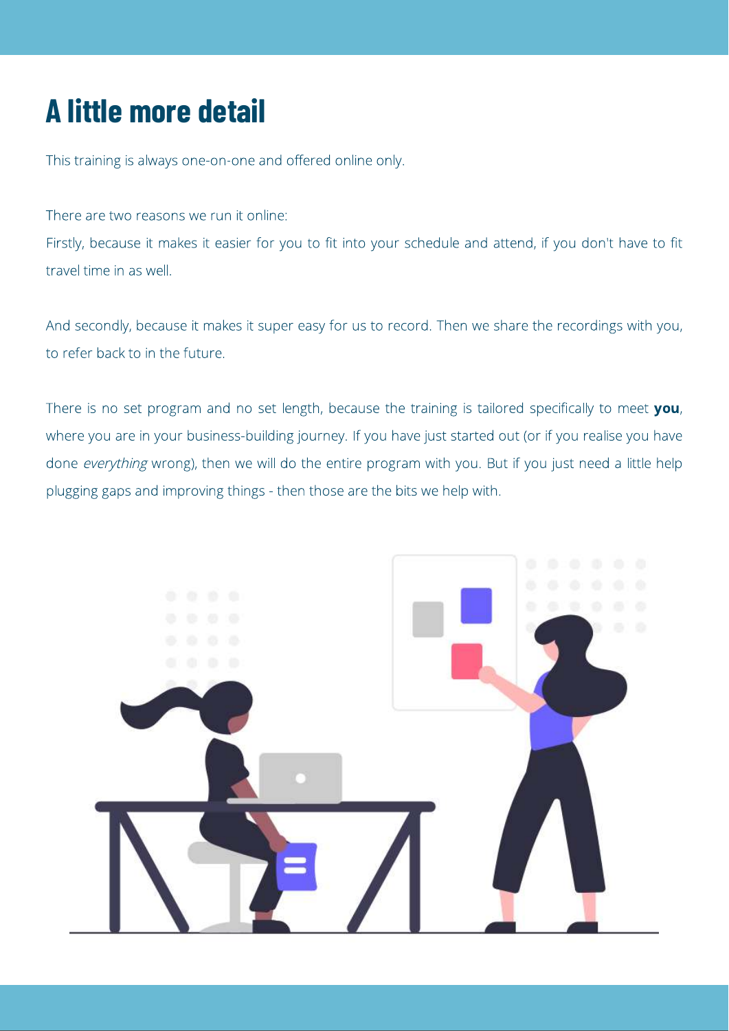# A little more detail

This training is always one-on-one and offered online only.

There are two reasons we run it online:
Firstly, because it makes it easier for you to fit into your schedule and attend, if you don't have to fit travel time in as well.

And secondly, because it makes it super easy for us to record. Then we share the recordings with you, to refer back to in the future.

There is no set program and no set length, because the training is tailored specifically to meet **you**, where you are in your business-building journey. If you have just started out (or if you realise you have done *everything* wrong), then we will do the entire program with you. But if you just need a little help plugging gaps and improving things - then those are the bits we help with.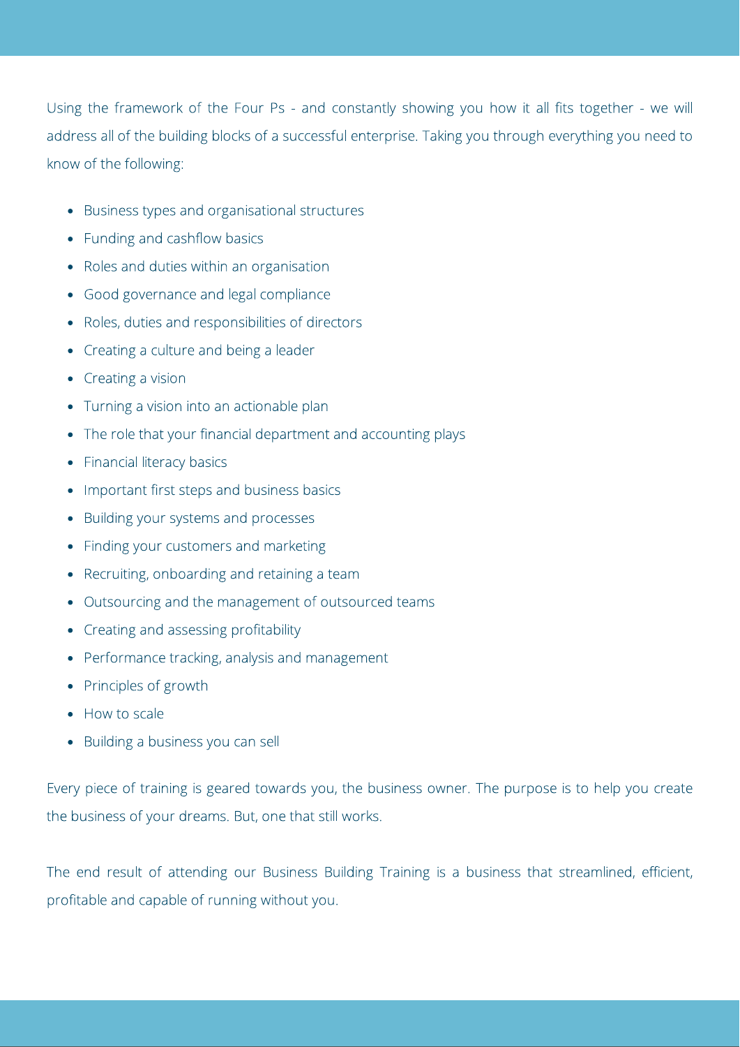Using the framework of the Four Ps - and constantly showing you how it all fits together - we will address all of the building blocks of a successful enterprise. Taking you through everything you need to know of the following:

- Business types and organisational structures
- Funding and cashflow basics
- Roles and duties within an organisation
- Good governance and legal compliance
- Roles, duties and responsibilities of directors
- Creating a culture and being a leader
- Creating a vision
- Turning a vision into an actionable plan
- The role that your financial department and accounting plays
- Financial literacy basics
- Important first steps and business basics
- Building your systems and processes
- Finding your customers and marketing
- Recruiting, onboarding and retaining a team
- Outsourcing and the management of outsourced teams
- Creating and assessing profitability
- Performance tracking, analysis and management
- Principles of growth
- How to scale
- Building a business you can sell

Every piece of training is geared towards you, the business owner. The purpose is to help you create the business of your dreams. But, one that still works.

The end result of attending our Business Building Training is a business that streamlined, efficient, profitable and capable of running without you.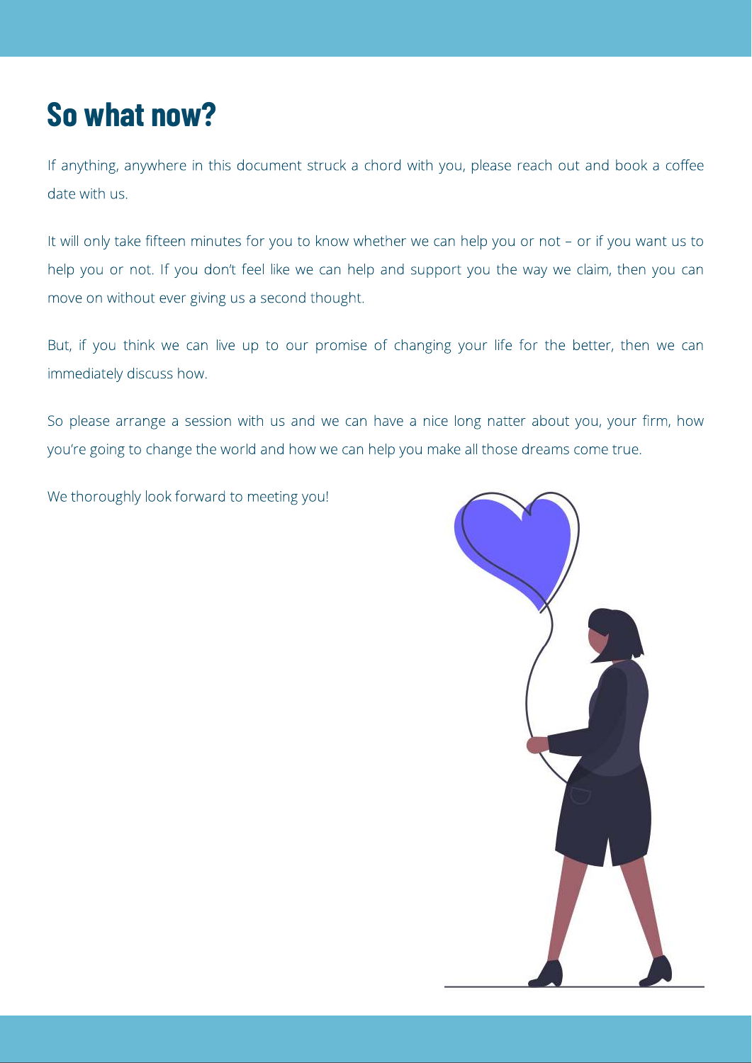# So what now?

If anything, anywhere in this document struck a chord with you, please reach out and book a coffee date with us.

It will only take fifteen minutes for you to know whether we can help you or not – or if you want us to help you or not. If you don't feel like we can help and support you the way we claim, then you can move on without ever giving us a second thought.

But, if you think we can live up to our promise of changing your life for the better, then we can immediately discuss how.

So please arrange a session with us and we can have a nice long natter about you, your firm, how you're going to change the world and how we can help you make all those dreams come true.

We thoroughly look forward to meeting you!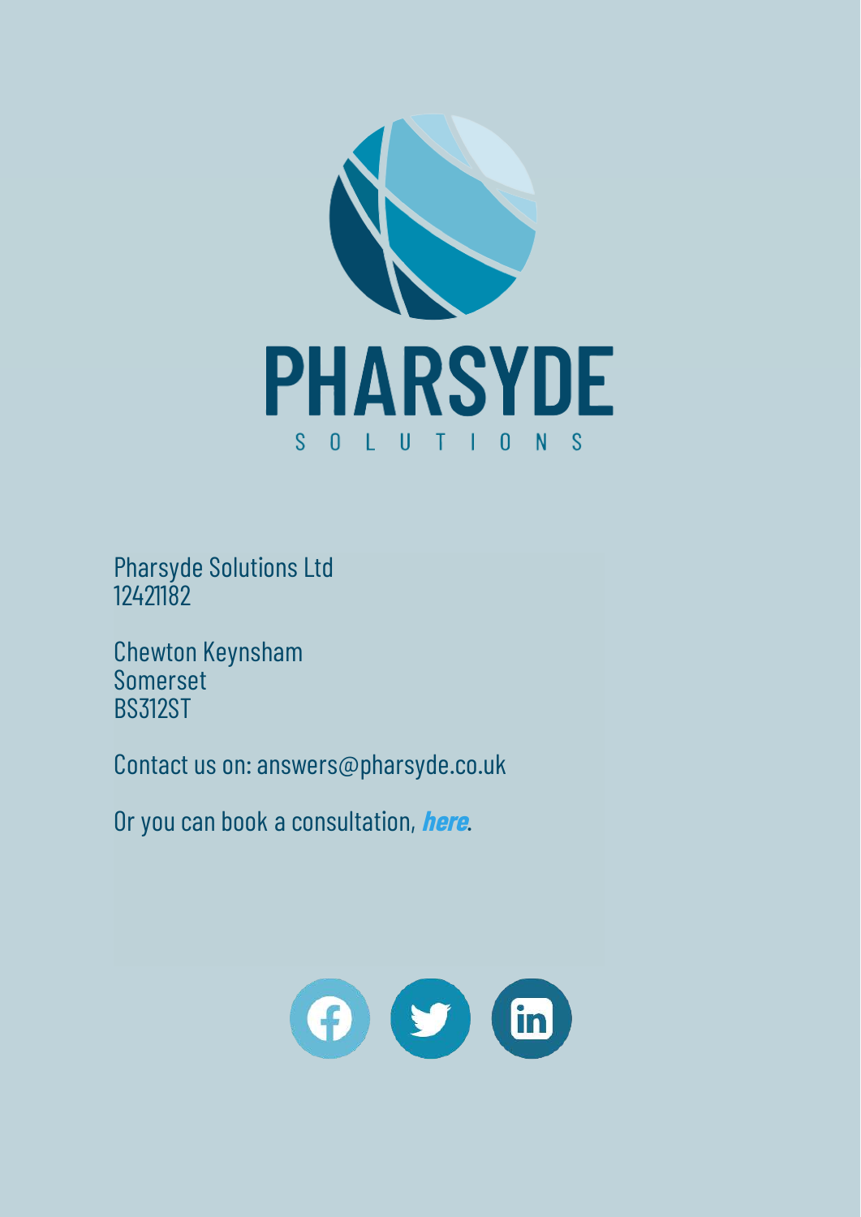PHARSYDE

SOLUTIONS

Pharsyde Solutions Ltd
12421182

Chewton Keynsham
Somerset
BS312ST

Contact us on: answers@pharsyde.co.uk

Or you can book a consultation, ***here***.